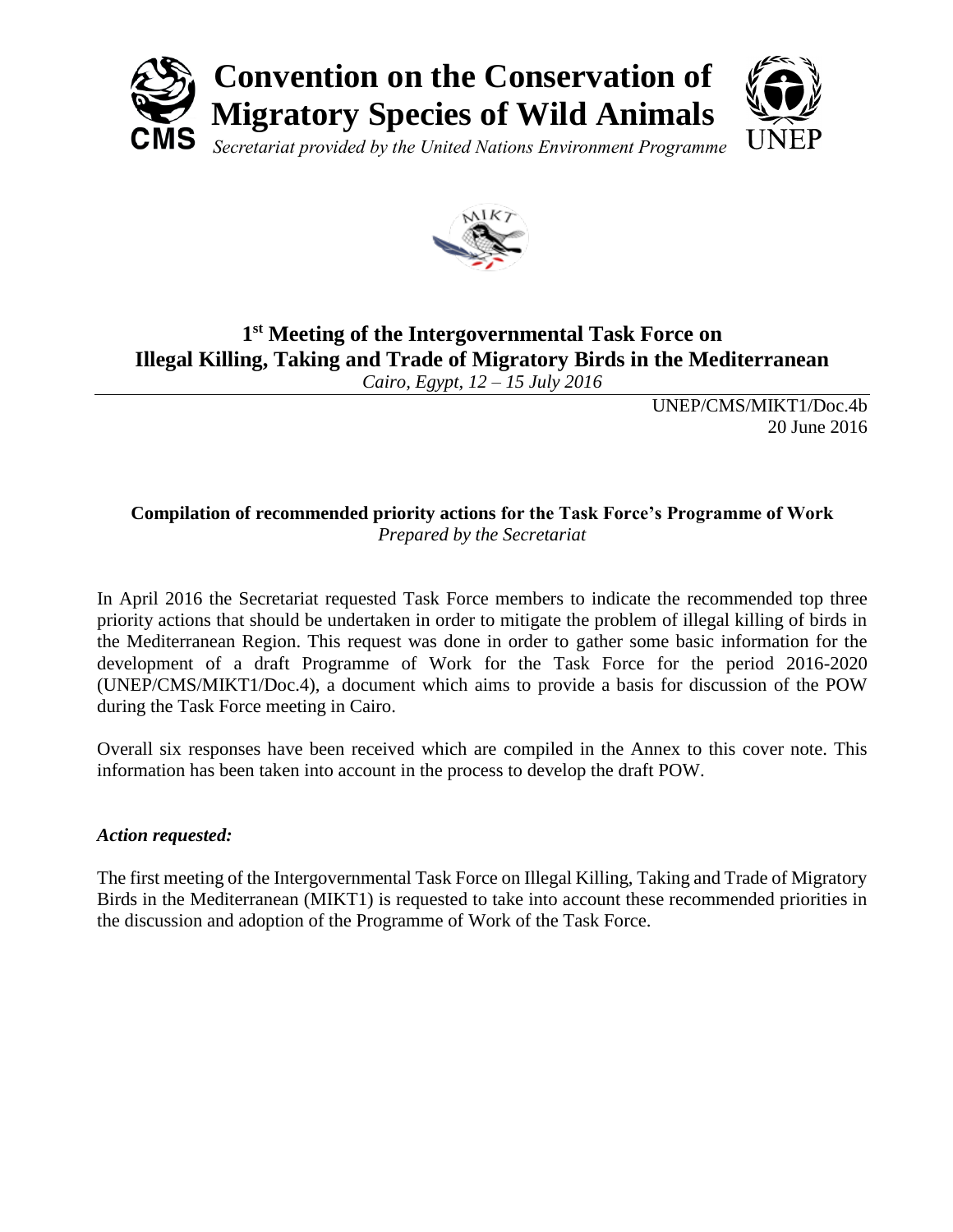# Convention on the Conservation of Migratory Species of Wild Animals

*Secretariat provided by the United Nations Environment Programme*

## 1st Meeting of the Intergovernmental Task Force on Illegal Killing, Taking and Trade of Migratory Birds in the Mediterranean

*Cairo, Egypt, 12 – 15 July 2016*

UNEP/CMS/MIKT1/Doc.4b
20 June 2016

### Compilation of recommended priority actions for the Task Force's Programme of Work

*Prepared by the Secretariat*

In April 2016 the Secretariat requested Task Force members to indicate the recommended top three priority actions that should be undertaken in order to mitigate the problem of illegal killing of birds in the Mediterranean Region. This request was done in order to gather some basic information for the development of a draft Programme of Work for the Task Force for the period 2016-2020 (UNEP/CMS/MIKT1/Doc.4), a document which aims to provide a basis for discussion of the POW during the Task Force meeting in Cairo.

Overall six responses have been received which are compiled in the Annex to this cover note. This information has been taken into account in the process to develop the draft POW.

***Action requested:***

The first meeting of the Intergovernmental Task Force on Illegal Killing, Taking and Trade of Migratory Birds in the Mediterranean (MIKT1) is requested to take into account these recommended priorities in the discussion and adoption of the Programme of Work of the Task Force.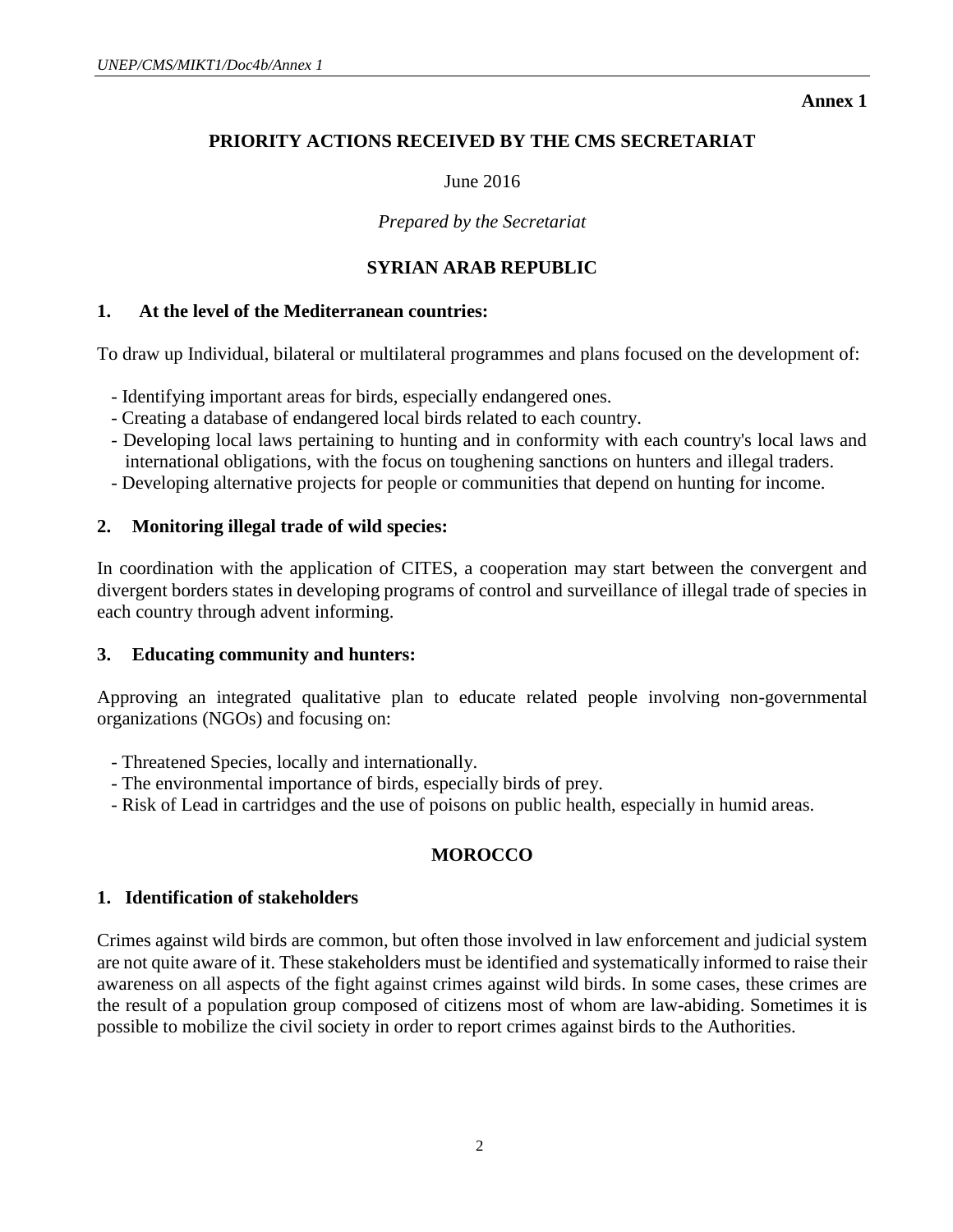**Annex 1**

## PRIORITY ACTIONS RECEIVED BY THE CMS SECRETARIAT

June 2016

*Prepared by the Secretariat*

## SYRIAN ARAB REPUBLIC

### 1. At the level of the Mediterranean countries:

To draw up Individual, bilateral or multilateral programmes and plans focused on the development of:

- Identifying important areas for birds, especially endangered ones.
- Creating a database of endangered local birds related to each country.
- Developing local laws pertaining to hunting and in conformity with each country's local laws and international obligations, with the focus on toughening sanctions on hunters and illegal traders.
- Developing alternative projects for people or communities that depend on hunting for income.

### 2. Monitoring illegal trade of wild species:

In coordination with the application of CITES, a cooperation may start between the convergent and divergent borders states in developing programs of control and surveillance of illegal trade of species in each country through advent informing.

### 3. Educating community and hunters:

Approving an integrated qualitative plan to educate related people involving non-governmental organizations (NGOs) and focusing on:

- Threatened Species, locally and internationally.
- The environmental importance of birds, especially birds of prey.
- Risk of Lead in cartridges and the use of poisons on public health, especially in humid areas.

## MOROCCO

### 1. Identification of stakeholders

Crimes against wild birds are common, but often those involved in law enforcement and judicial system are not quite aware of it. These stakeholders must be identified and systematically informed to raise their awareness on all aspects of the fight against crimes against wild birds. In some cases, these crimes are the result of a population group composed of citizens most of whom are law-abiding. Sometimes it is possible to mobilize the civil society in order to report crimes against birds to the Authorities.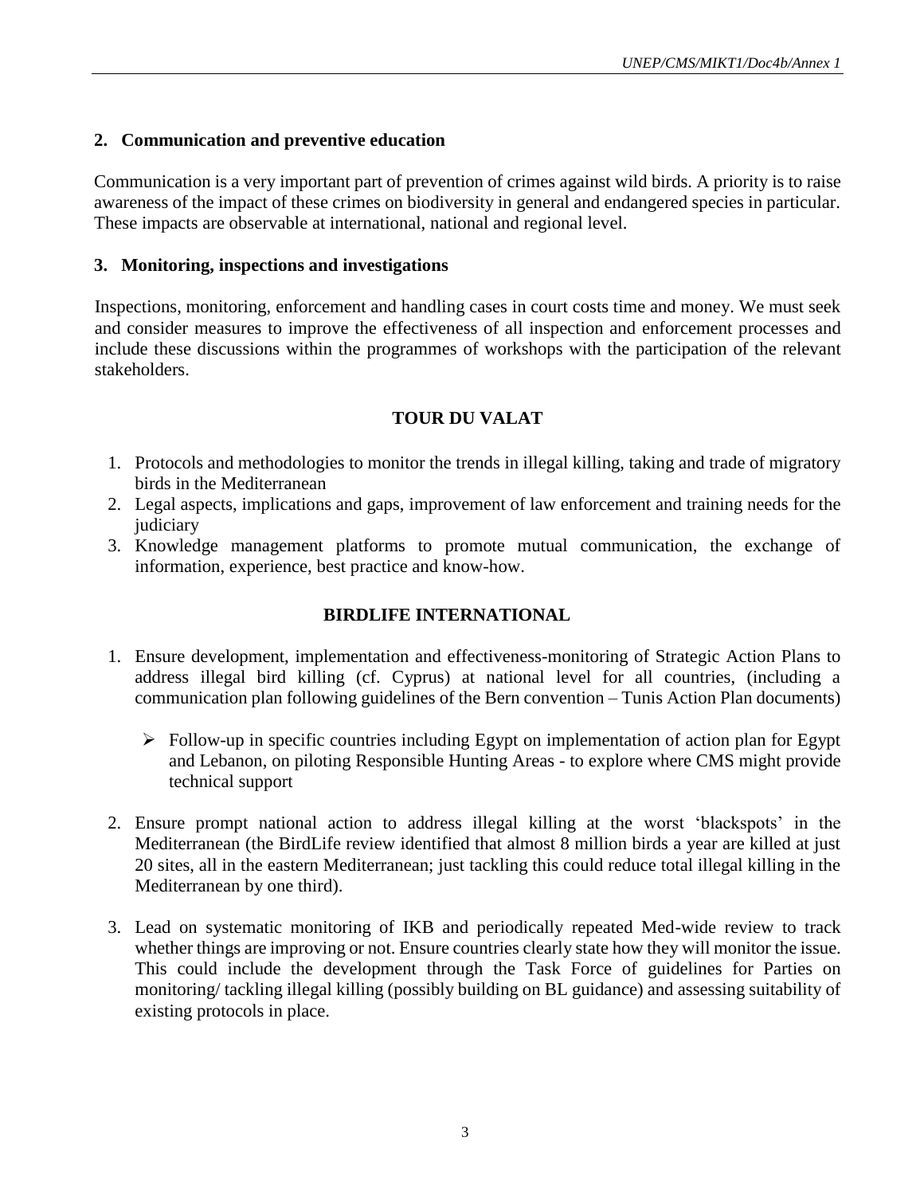### 2. Communication and preventive education

Communication is a very important part of prevention of crimes against wild birds. A priority is to raise awareness of the impact of these crimes on biodiversity in general and endangered species in particular. These impacts are observable at international, national and regional level.

### 3. Monitoring, inspections and investigations

Inspections, monitoring, enforcement and handling cases in court costs time and money. We must seek and consider measures to improve the effectiveness of all inspection and enforcement processes and include these discussions within the programmes of workshops with the participation of the relevant stakeholders.

## TOUR DU VALAT

1. Protocols and methodologies to monitor the trends in illegal killing, taking and trade of migratory birds in the Mediterranean
2. Legal aspects, implications and gaps, improvement of law enforcement and training needs for the judiciary
3. Knowledge management platforms to promote mutual communication, the exchange of information, experience, best practice and know-how.

## BIRDLIFE INTERNATIONAL

1. Ensure development, implementation and effectiveness-monitoring of Strategic Action Plans to address illegal bird killing (cf. Cyprus) at national level for all countries, (including a communication plan following guidelines of the Bern convention – Tunis Action Plan documents)

   - Follow-up in specific countries including Egypt on implementation of action plan for Egypt and Lebanon, on piloting Responsible Hunting Areas - to explore where CMS might provide technical support

2. Ensure prompt national action to address illegal killing at the worst 'blackspots' in the Mediterranean (the BirdLife review identified that almost 8 million birds a year are killed at just 20 sites, all in the eastern Mediterranean; just tackling this could reduce total illegal killing in the Mediterranean by one third).

3. Lead on systematic monitoring of IKB and periodically repeated Med-wide review to track whether things are improving or not. Ensure countries clearly state how they will monitor the issue. This could include the development through the Task Force of guidelines for Parties on monitoring/ tackling illegal killing (possibly building on BL guidance) and assessing suitability of existing protocols in place.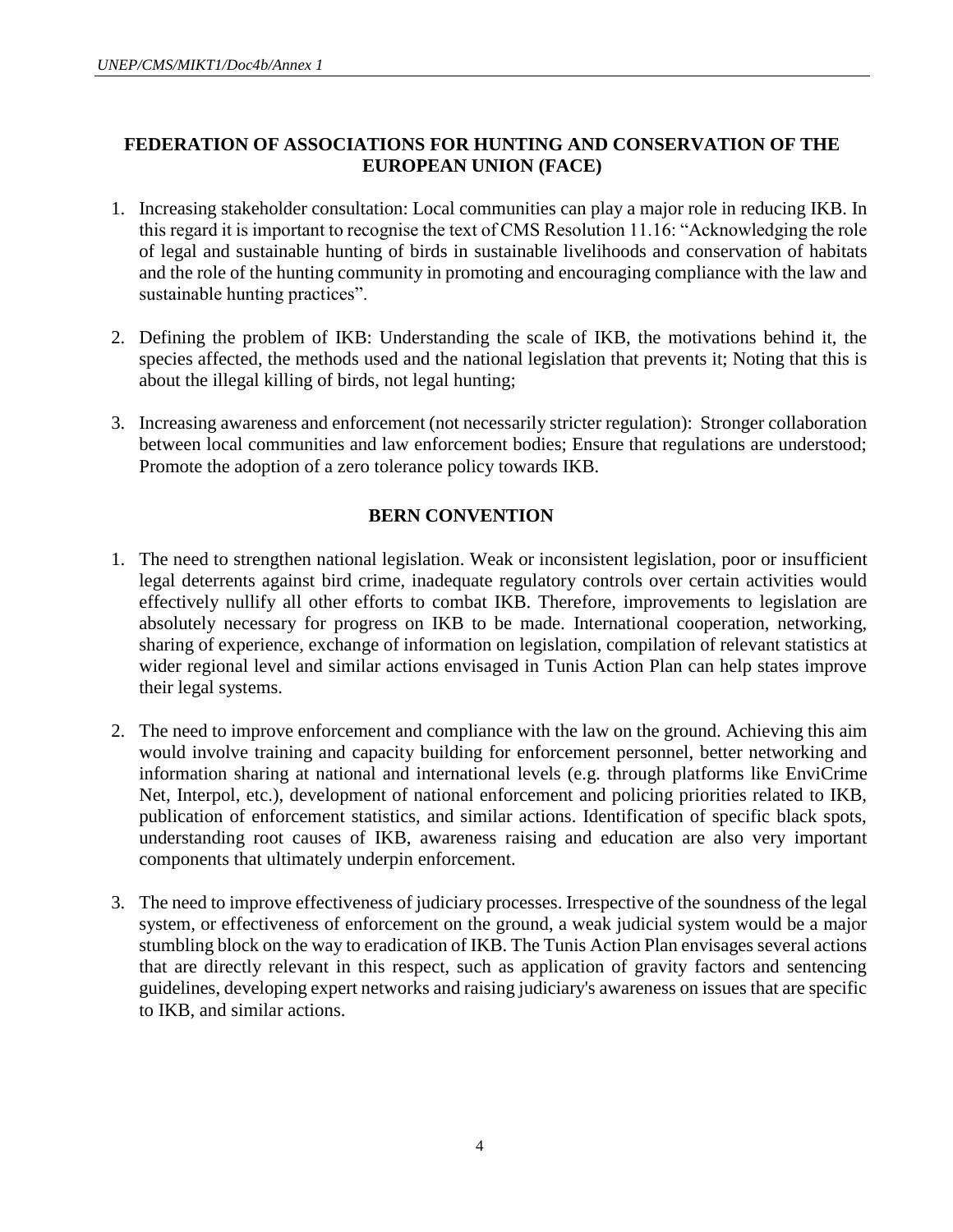## FEDERATION OF ASSOCIATIONS FOR HUNTING AND CONSERVATION OF THE EUROPEAN UNION (FACE)

1. Increasing stakeholder consultation: Local communities can play a major role in reducing IKB. In this regard it is important to recognise the text of CMS Resolution 11.16: "Acknowledging the role of legal and sustainable hunting of birds in sustainable livelihoods and conservation of habitats and the role of the hunting community in promoting and encouraging compliance with the law and sustainable hunting practices".

2. Defining the problem of IKB: Understanding the scale of IKB, the motivations behind it, the species affected, the methods used and the national legislation that prevents it; Noting that this is about the illegal killing of birds, not legal hunting;

3. Increasing awareness and enforcement (not necessarily stricter regulation): Stronger collaboration between local communities and law enforcement bodies; Ensure that regulations are understood; Promote the adoption of a zero tolerance policy towards IKB.

## BERN CONVENTION

1. The need to strengthen national legislation. Weak or inconsistent legislation, poor or insufficient legal deterrents against bird crime, inadequate regulatory controls over certain activities would effectively nullify all other efforts to combat IKB. Therefore, improvements to legislation are absolutely necessary for progress on IKB to be made. International cooperation, networking, sharing of experience, exchange of information on legislation, compilation of relevant statistics at wider regional level and similar actions envisaged in Tunis Action Plan can help states improve their legal systems.

2. The need to improve enforcement and compliance with the law on the ground. Achieving this aim would involve training and capacity building for enforcement personnel, better networking and information sharing at national and international levels (e.g. through platforms like EnviCrime Net, Interpol, etc.), development of national enforcement and policing priorities related to IKB, publication of enforcement statistics, and similar actions. Identification of specific black spots, understanding root causes of IKB, awareness raising and education are also very important components that ultimately underpin enforcement.

3. The need to improve effectiveness of judiciary processes. Irrespective of the soundness of the legal system, or effectiveness of enforcement on the ground, a weak judicial system would be a major stumbling block on the way to eradication of IKB. The Tunis Action Plan envisages several actions that are directly relevant in this respect, such as application of gravity factors and sentencing guidelines, developing expert networks and raising judiciary's awareness on issues that are specific to IKB, and similar actions.